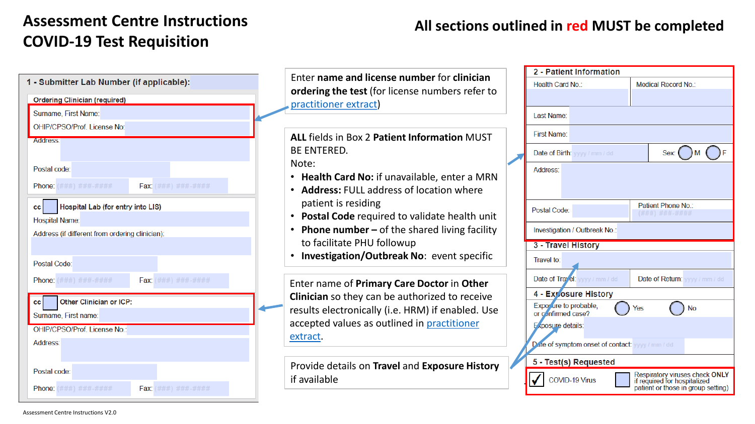# Assessment Centre Instructions COVID-19 Test Requisition

**All sections outlined in red MUST be completed**

**1 - Submitter Lab Number (if applicable):**

**Ordering Clinician (required)**

Surname, First Name:

OHIP/CPSO/Prof. License No:

Address:

Postal code:

Phone: (###) ###-#### Fax: (###) ###-####

**cc** ☐ **Hospital Lab (for entry into LIS)**

Hospital Name:

Address (if different from ordering clinician):

Postal Code:

Phone: (###) ###-#### Fax: (###) ###-####

**cc** ☐ **Other Clinician or ICP:**

Surname, First name:

OHIP/CPSO/Prof. License No.:

Address:

Postal code:

Phone: (###) ###-#### Fax: (###) ###-####

Enter **name and license number** for **clinician ordering the test** (for license numbers refer to practitioner extract)

**ALL** fields in Box 2 **Patient Information** MUST BE ENTERED.

Note:

- **Health Card No:** if unavailable, enter a MRN
- **Address:** FULL address of location where patient is residing
- **Postal Code** required to validate health unit
- **Phone number –** of the shared living facility to facilitate PHU followup
- **Investigation/Outbreak No**: event specific

Enter name of **Primary Care Doctor** in **Other Clinician** so they can be authorized to receive results electronically (i.e. HRM) if enabled. Use accepted values as outlined in practitioner extract.

Provide details on **Travel** and **Exposure History** if available

**2 - Patient Information**

Health Card No.: | Medical Record No.:

Last Name:

First Name:

Date of Birth: yyyy / mm / dd | Sex: ◯ M ◯ F

Address:

Postal Code: | Patient Phone No.: (###) ###-####

Investigation / Outbreak No.:

**3 - Travel History**

Travel to:

Date of Travel: yyyy / mm / dd | Date of Return: yyyy / mm / dd

**4 - Exposure History**

Exposure to probable, or confirmed case? ◯ Yes ◯ No

Exposure details:

Date of symptom onset of contact: yyyy / mm / dd

**5 - Test(s) Requested**

☑ COVID-19 Virus ☐ Respiratory viruses check ONLY if required for hospitalized patient or those in group setting)

Assessment Centre Instructions V2.0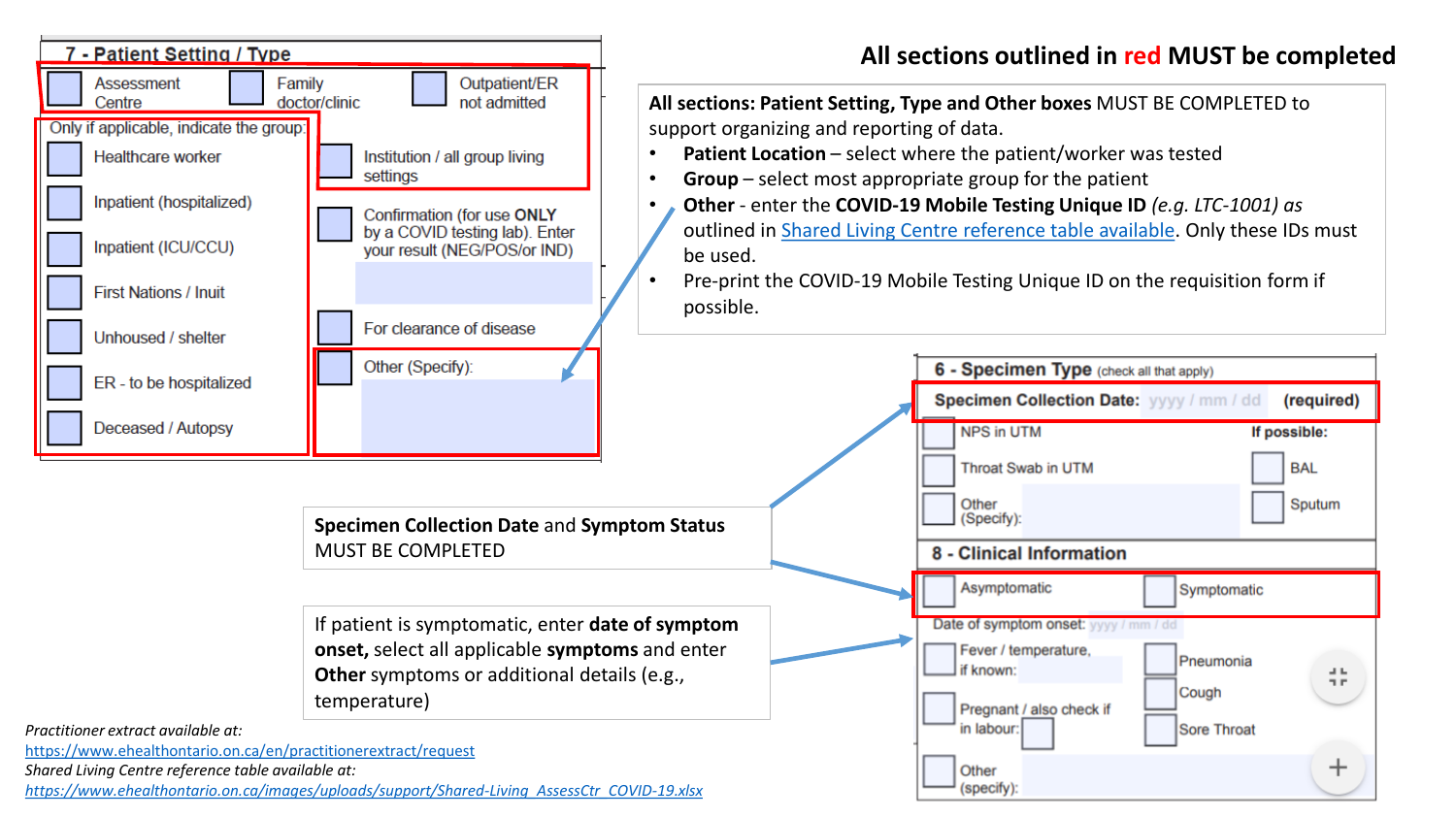## All sections outlined in red MUST be completed

### 7 - Patient Setting / Type

- Assessment Centre
- Family doctor/clinic
- Outpatient/ER not admitted

Only if applicable, indicate the group:

- Healthcare worker
- Inpatient (hospitalized)
- Inpatient (ICU/CCU)
- First Nations / Inuit
- Unhoused / shelter
- ER - to be hospitalized
- Deceased / Autopsy
- Institution / all group living settings
- Confirmation (for use **ONLY** by a COVID testing lab). Enter your result (NEG/POS/or IND)
- For clearance of disease
- Other (Specify):

**All sections: Patient Setting, Type and Other boxes** MUST BE COMPLETED to support organizing and reporting of data.

- **Patient Location** – select where the patient/worker was tested
- **Group** – select most appropriate group for the patient
- **Other** - enter the **COVID-19 Mobile Testing Unique ID** *(e.g. LTC-1001) as* outlined in Shared Living Centre reference table available. Only these IDs must be used.
- Pre-print the COVID-19 Mobile Testing Unique ID on the requisition form if possible.

### 6 - Specimen Type (check all that apply)

**Specimen Collection Date:** yyyy / mm / dd **(required)**

- NPS in UTM
- Throat Swab in UTM
- Other (Specify):

**If possible:**

- BAL
- Sputum

### 8 - Clinical Information

- Asymptomatic
- Symptomatic

Date of symptom onset: yyyy / mm / dd

- Fever / temperature, if known:
- Pregnant / also check if in labour:
- Other (specify):
- Pneumonia
- Cough
- Sore Throat

**Specimen Collection Date** and **Symptom Status** MUST BE COMPLETED

If patient is symptomatic, enter **date of symptom onset,** select all applicable **symptoms** and enter **Other** symptoms or additional details (e.g., temperature)

*Practitioner extract available at:*
https://www.ehealthontario.on.ca/en/practitionerextract/request
*Shared Living Centre reference table available at:*
https://www.ehealthontario.on.ca/images/uploads/support/Shared-Living_AssessCtr_COVID-19.xlsx